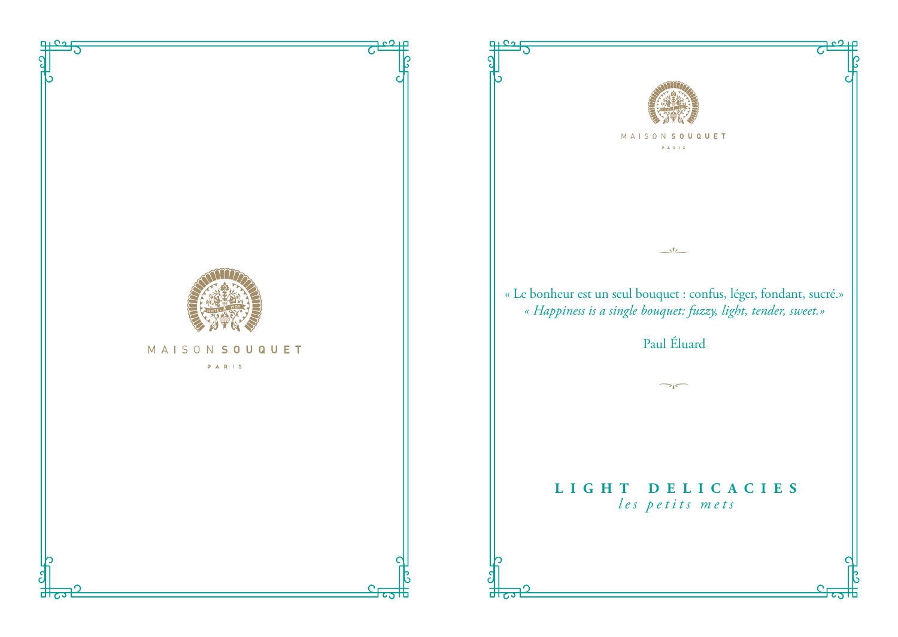MAISON SOUQUET

PARIS

MAISON SOUQUET

PARIS

« Le bonheur est un seul bouquet : confus, léger, fondant, sucré.»

*« Happiness is a single bouquet: fuzzy, light, tender, sweet.»*

Paul Éluard

## LIGHT DELICACIES

*les petits mets*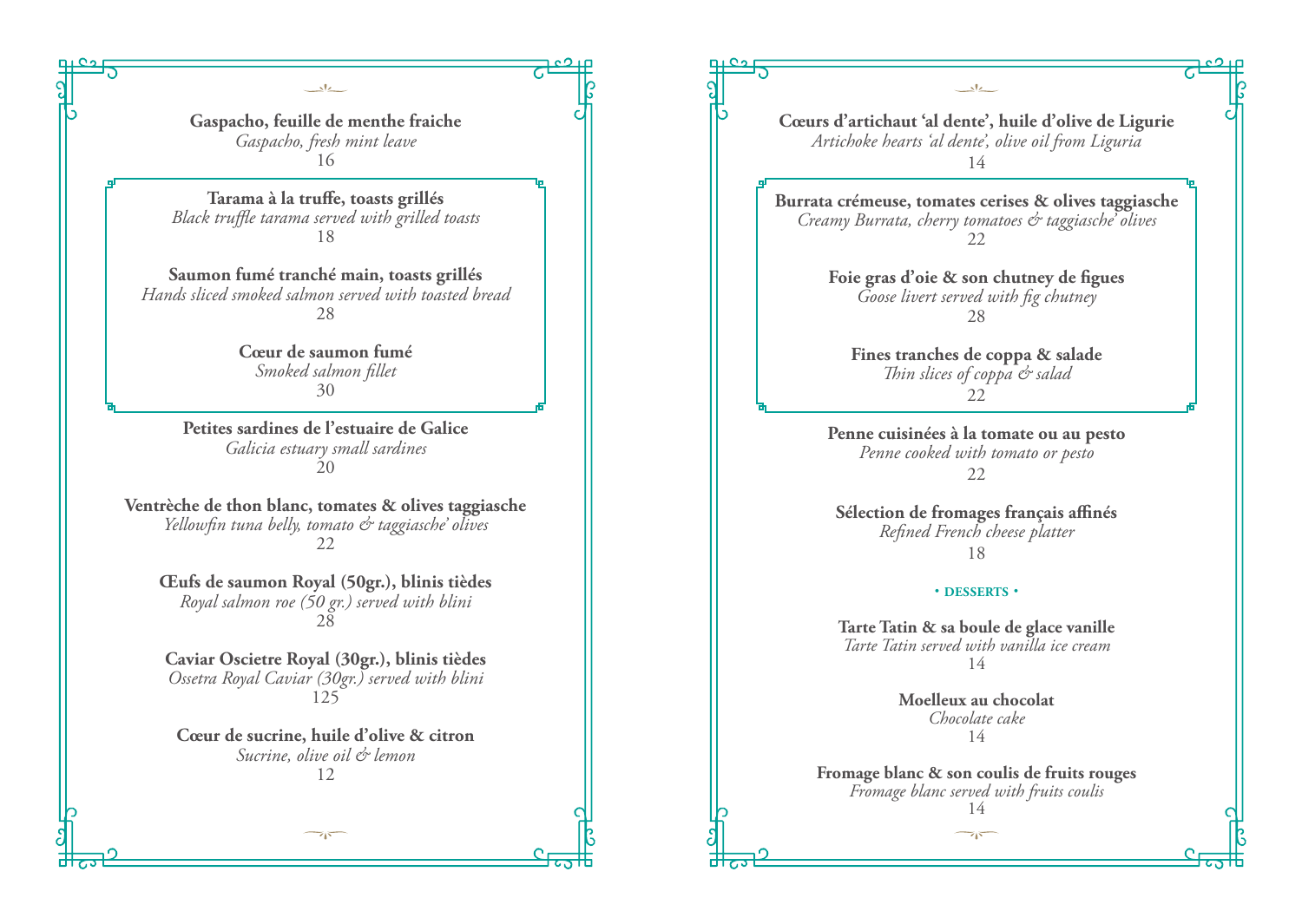**Gaspacho, feuille de menthe fraiche**
*Gaspacho, fresh mint leave*
16

**Tarama à la truffe, toasts grillés**
*Black truffle tarama served with grilled toasts*
18

**Saumon fumé tranché main, toasts grillés**
*Hands sliced smoked salmon served with toasted bread*
28

**Cœur de saumon fumé**
*Smoked salmon fillet*
30

**Petites sardines de l'estuaire de Galice**
*Galicia estuary small sardines*
20

**Ventrèche de thon blanc, tomates & olives taggiasche**
*Yellowfin tuna belly, tomato & taggiasche' olives*
22

**Œufs de saumon Royal (50gr.), blinis tièdes**
*Royal salmon roe (50 gr.) served with blini*
28

**Caviar Oscietre Royal (30gr.), blinis tièdes**
*Ossetra Royal Caviar (30gr.) served with blini*
125

**Cœur de sucrine, huile d'olive & citron**
*Sucrine, olive oil & lemon*
12

**Cœurs d'artichaut 'al dente', huile d'olive de Ligurie**
*Artichoke hearts 'al dente', olive oil from Liguria*
14

**Burrata crémeuse, tomates cerises & olives taggiasche**
*Creamy Burrata, cherry tomatoes & taggiasche' olives*
22

**Foie gras d'oie & son chutney de figues**
*Goose livert served with fig chutney*
28

**Fines tranches de coppa & salade**
*Thin slices of coppa & salad*
22

**Penne cuisinées à la tomate ou au pesto**
*Penne cooked with tomato or pesto*
22

**Sélection de fromages français affinés**
*Refined French cheese platter*
18

## • DESSERTS •

**Tarte Tatin & sa boule de glace vanille**
*Tarte Tatin served with vanilla ice cream*
14

**Moelleux au chocolat**
*Chocolate cake*
14

**Fromage blanc & son coulis de fruits rouges**
*Fromage blanc served with fruits coulis*
14